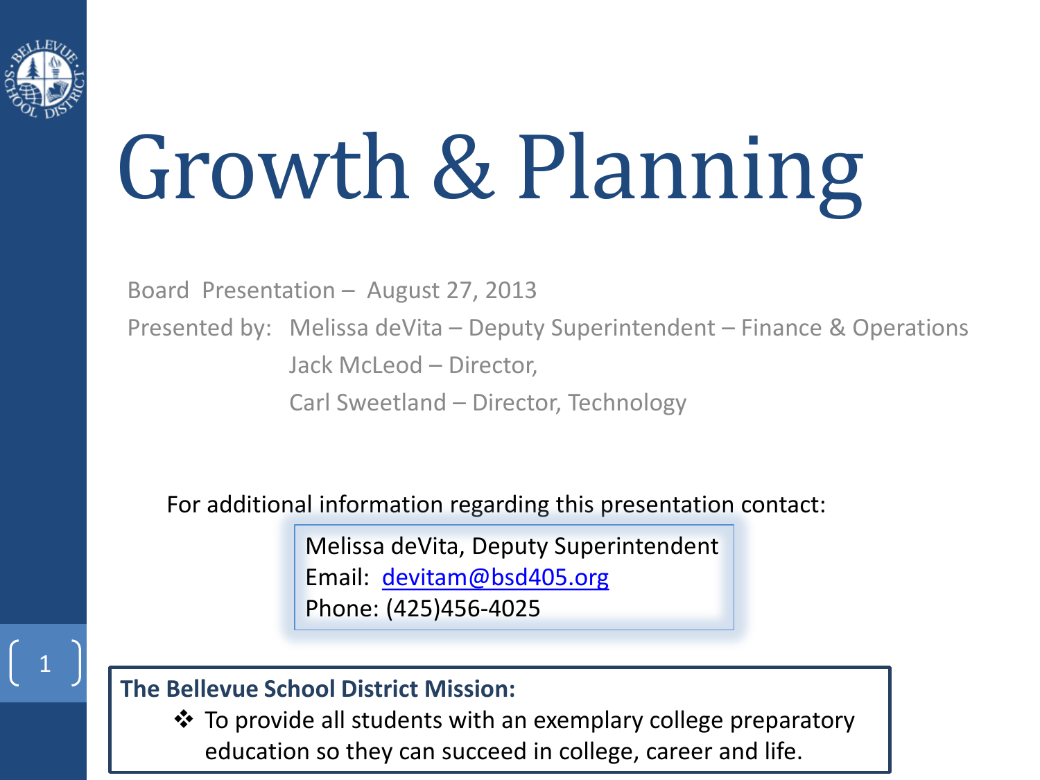# Growth & Planning

Board Presentation – August 27, 2013

Presented by: Melissa deVita – Deputy Superintendent – Finance & Operations

Jack McLeod – Director,

Carl Sweetland – Director, Technology

For additional information regarding this presentation contact:

Melissa deVita, Deputy Superintendent
Email: devitam@bsd405.org
Phone: (425)456-4025

**The Bellevue School District Mission:**

- To provide all students with an exemplary college preparatory education so they can succeed in college, career and life.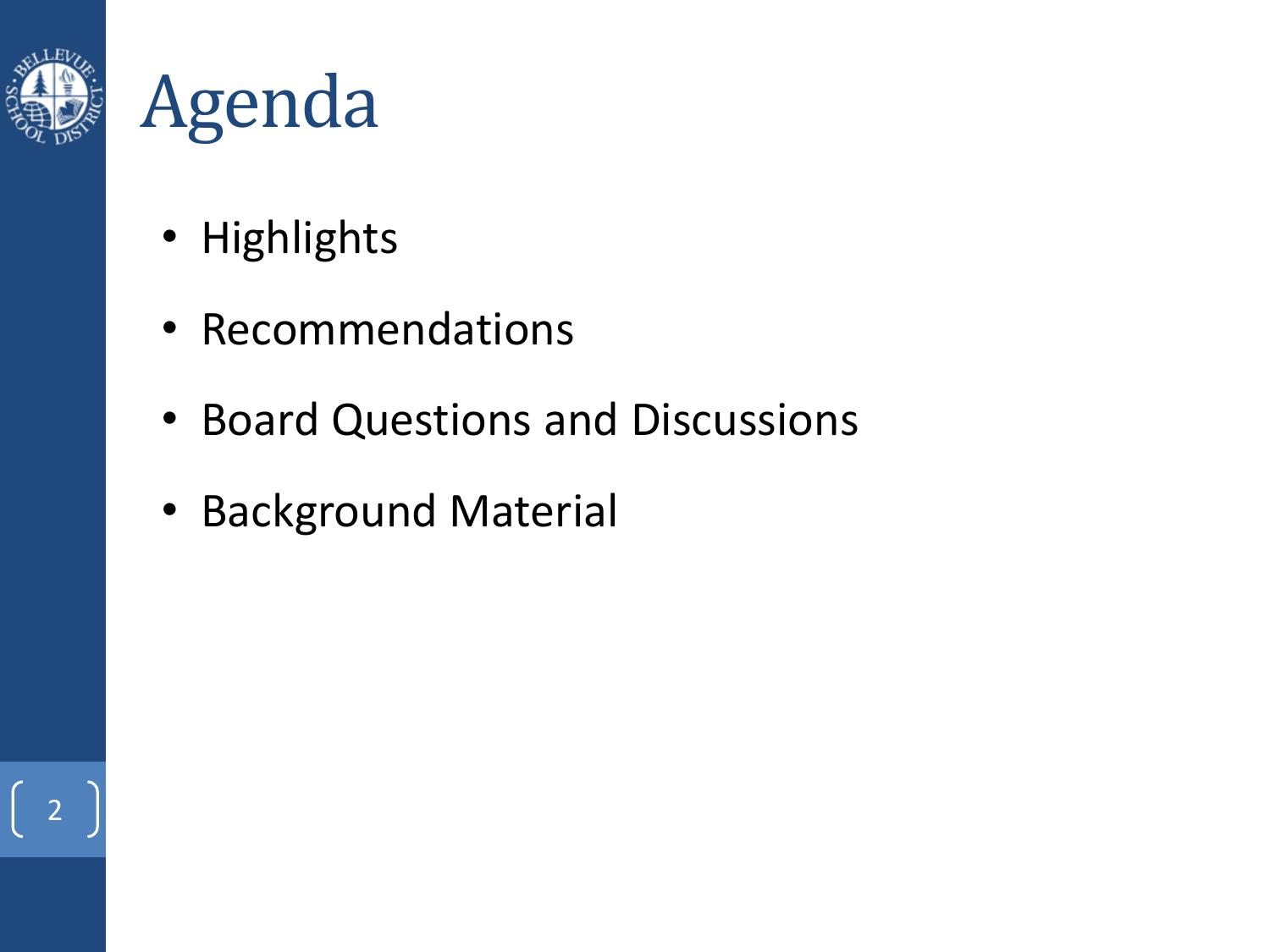# Agenda

- Highlights
- Recommendations
- Board Questions and Discussions
- Background Material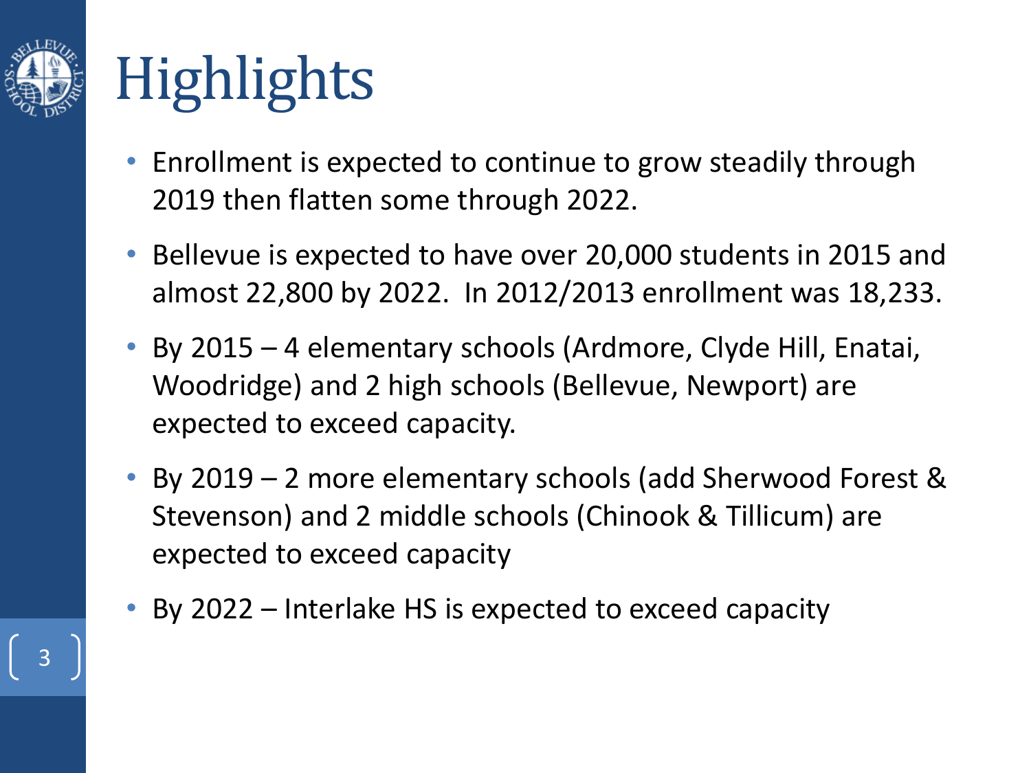# Highlights

- Enrollment is expected to continue to grow steadily through 2019 then flatten some through 2022.
- Bellevue is expected to have over 20,000 students in 2015 and almost 22,800 by 2022. In 2012/2013 enrollment was 18,233.
- By 2015 – 4 elementary schools (Ardmore, Clyde Hill, Enatai, Woodridge) and 2 high schools (Bellevue, Newport) are expected to exceed capacity.
- By 2019 – 2 more elementary schools (add Sherwood Forest & Stevenson) and 2 middle schools (Chinook & Tillicum) are expected to exceed capacity
- By 2022 – Interlake HS is expected to exceed capacity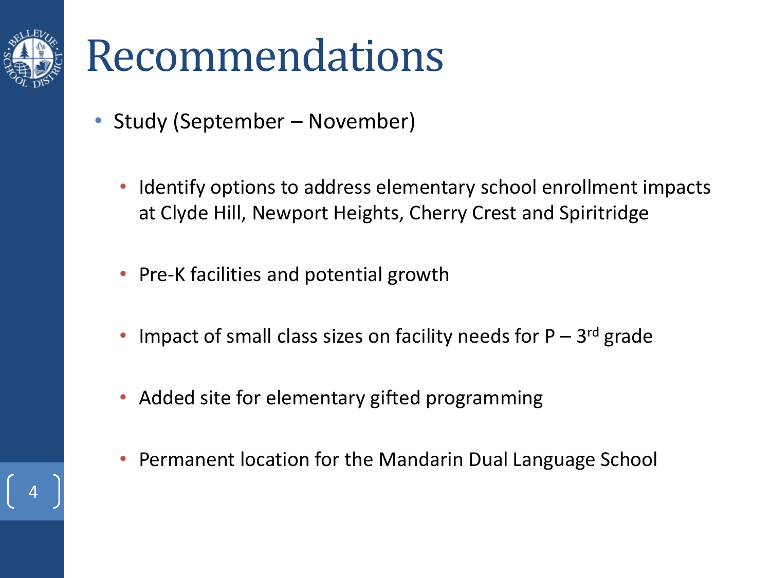# Recommendations

- Study (September – November)
  - Identify options to address elementary school enrollment impacts at Clyde Hill, Newport Heights, Cherry Crest and Spiritridge
  - Pre-K facilities and potential growth
  - Impact of small class sizes on facility needs for P – 3rd grade
  - Added site for elementary gifted programming
  - Permanent location for the Mandarin Dual Language School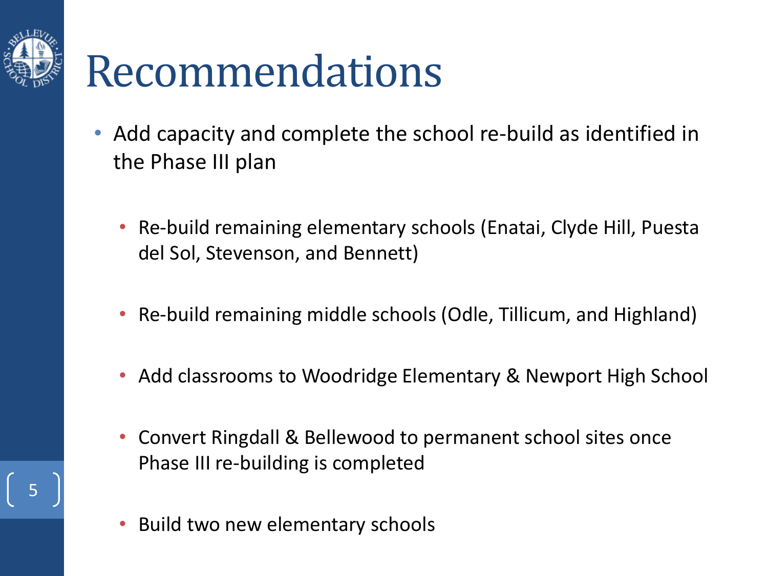# Recommendations

- Add capacity and complete the school re-build as identified in the Phase III plan
  - Re-build remaining elementary schools (Enatai, Clyde Hill, Puesta del Sol, Stevenson, and Bennett)
  - Re-build remaining middle schools (Odle, Tillicum, and Highland)
  - Add classrooms to Woodridge Elementary & Newport High School
  - Convert Ringdall & Bellewood to permanent school sites once Phase III re-building is completed
  - Build two new elementary schools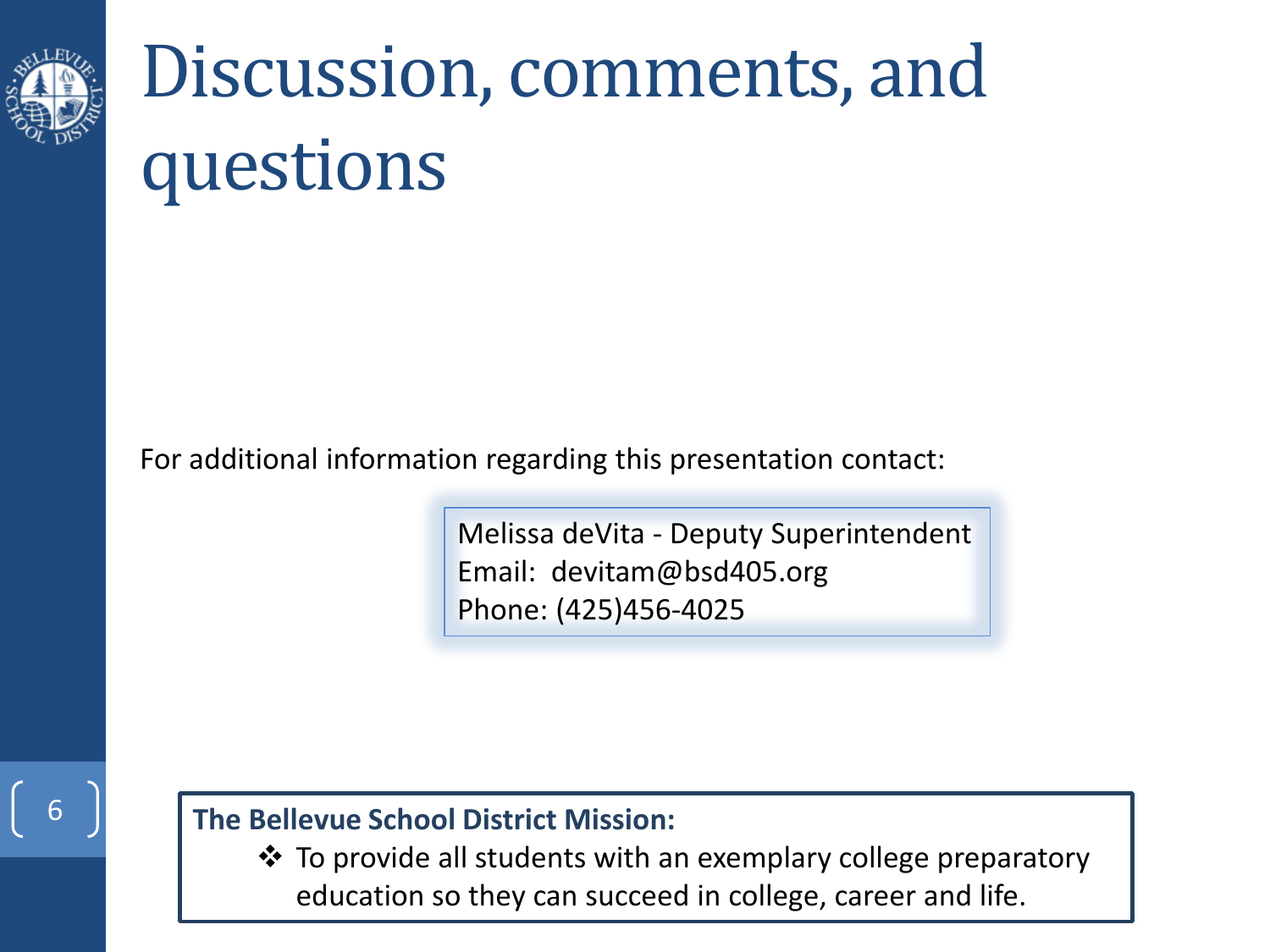# Discussion, comments, and questions

For additional information regarding this presentation contact:

Melissa deVita - Deputy Superintendent
Email: devitam@bsd405.org
Phone: (425)456-4025

**The Bellevue School District Mission:**

- To provide all students with an exemplary college preparatory education so they can succeed in college, career and life.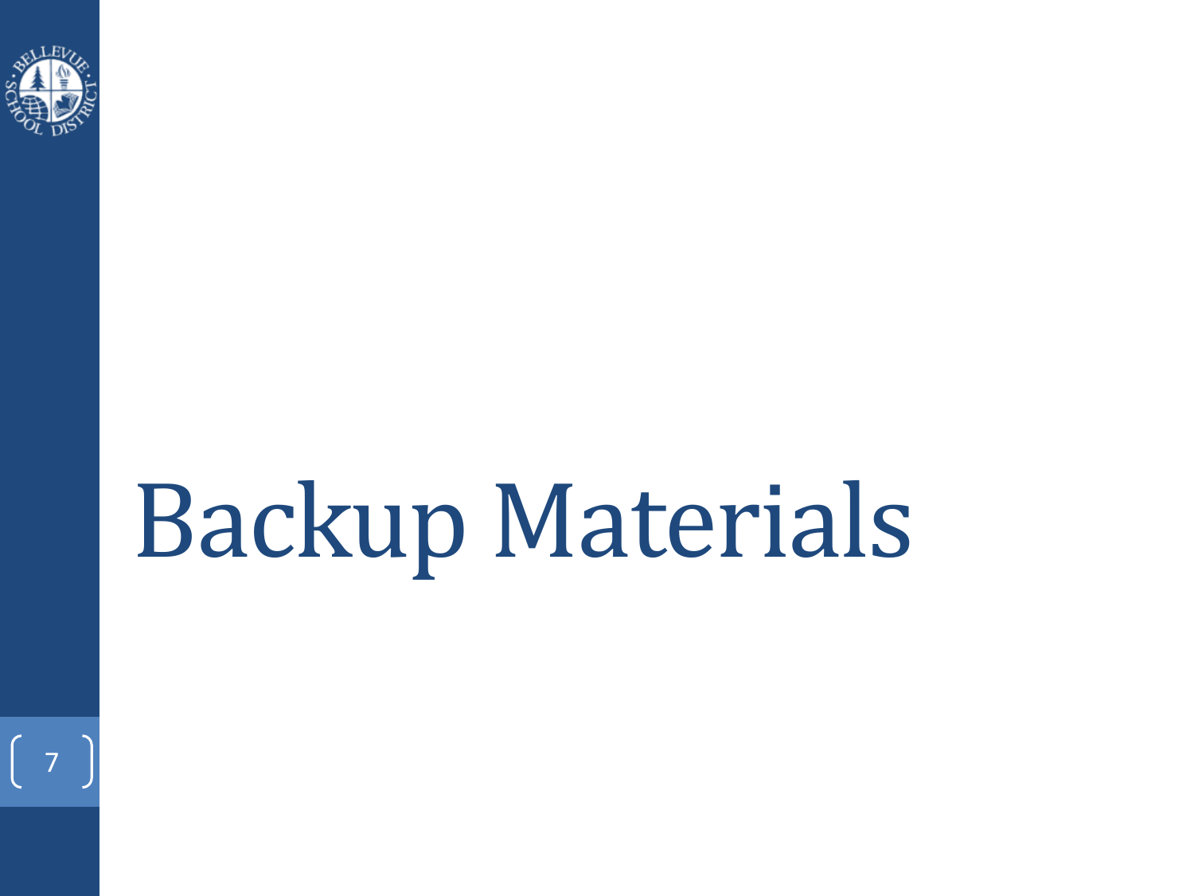# Backup Materials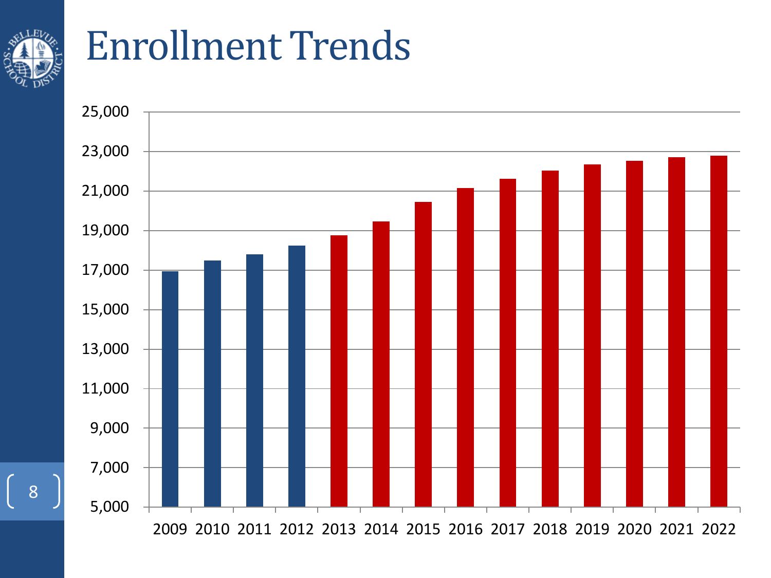# Enrollment Trends

25,000
23,000
21,000
19,000
17,000
15,000
13,000
11,000
9,000
7,000
5,000

2009 2010 2011 2012 2013 2014 2015 2016 2017 2018 2019 2020 2021 2022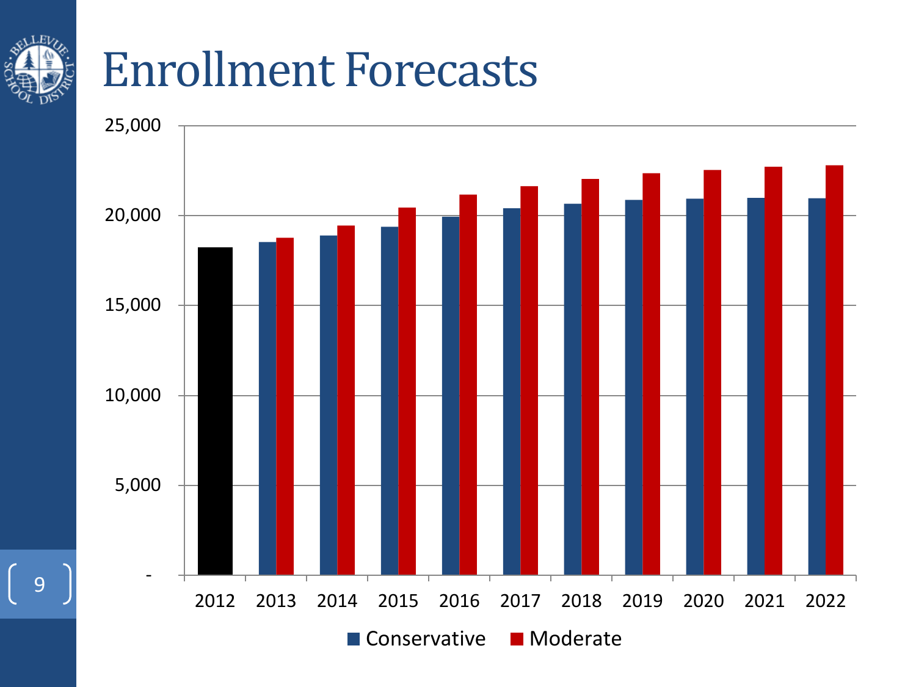# Enrollment Forecasts

25,000
20,000
15,000
10,000
5,000
-

2012 2013 2014 2015 2016 2017 2018 2019 2020 2021 2022

Conservative Moderate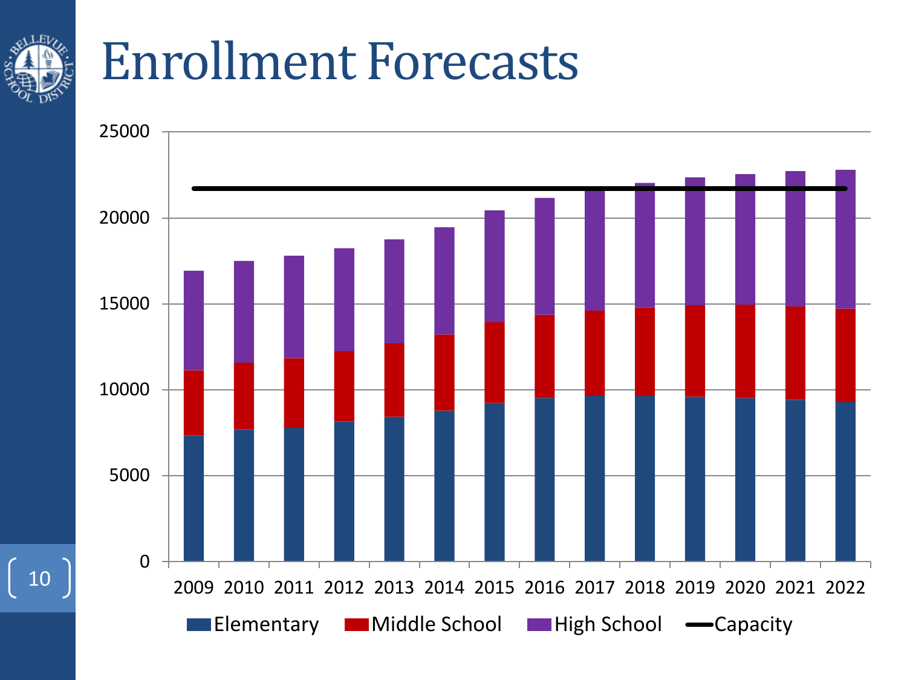# Enrollment Forecasts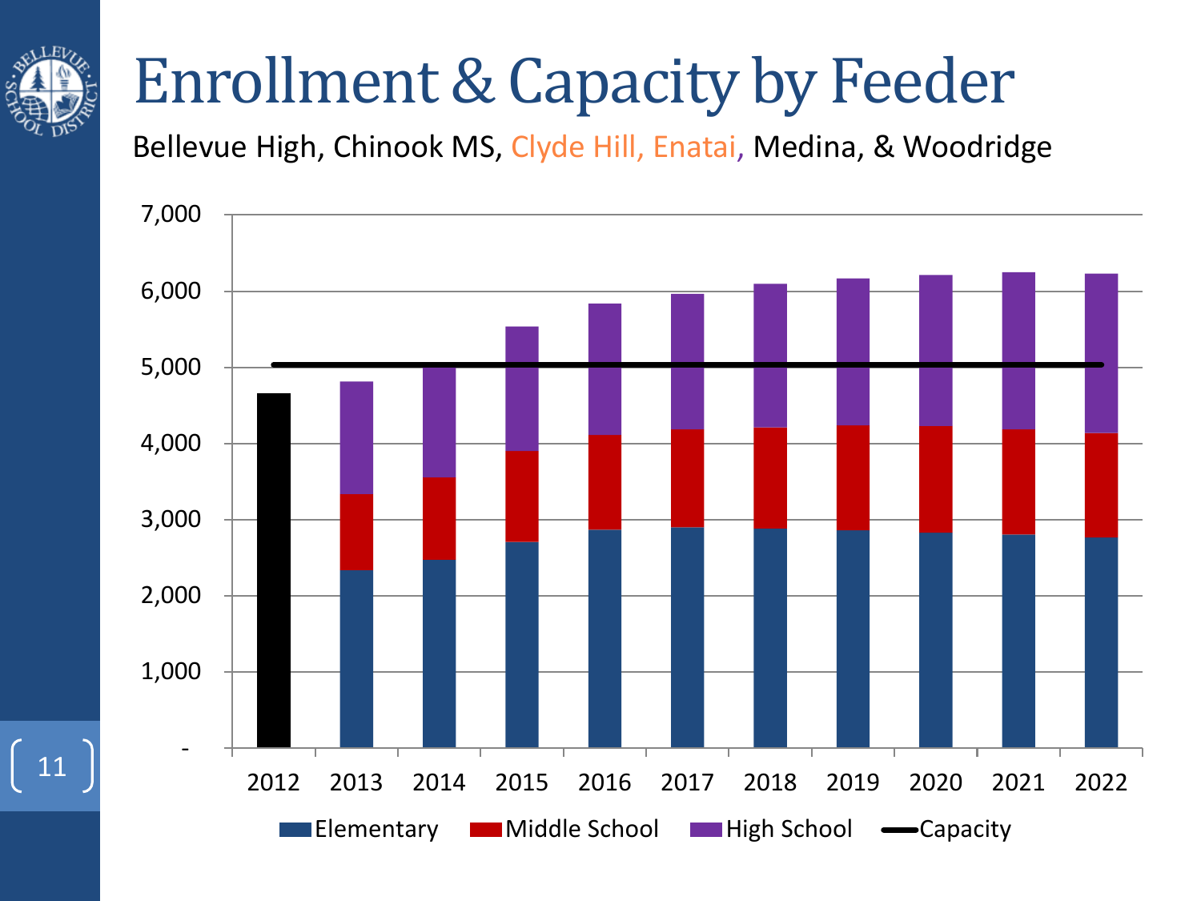# Enrollment & Capacity by Feeder

Bellevue High, Chinook MS, Clyde Hill, Enatai, Medina, & Woodridge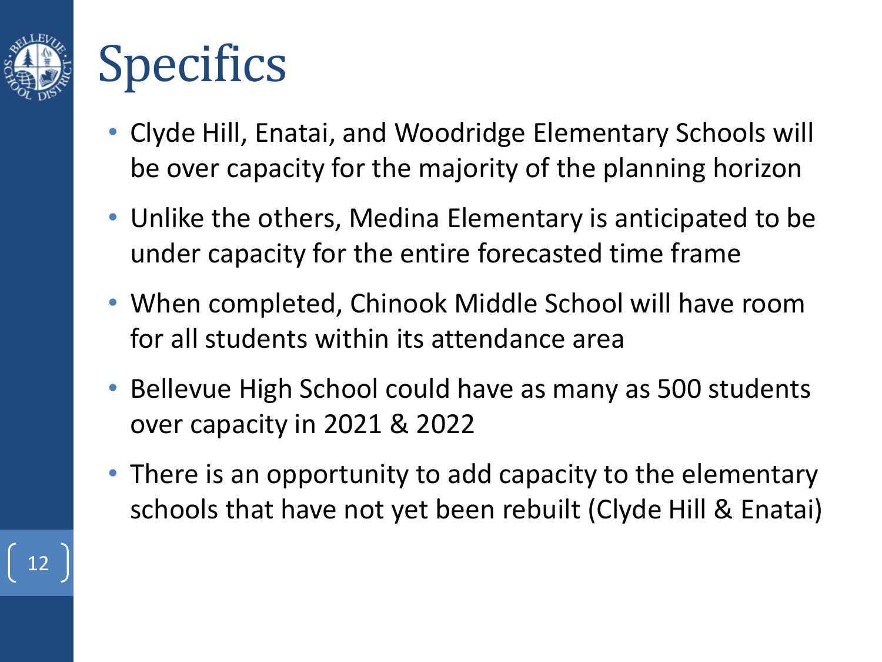# Specifics

- Clyde Hill, Enatai, and Woodridge Elementary Schools will be over capacity for the majority of the planning horizon
- Unlike the others, Medina Elementary is anticipated to be under capacity for the entire forecasted time frame
- When completed, Chinook Middle School will have room for all students within its attendance area
- Bellevue High School could have as many as 500 students over capacity in 2021 & 2022
- There is an opportunity to add capacity to the elementary schools that have not yet been rebuilt (Clyde Hill & Enatai)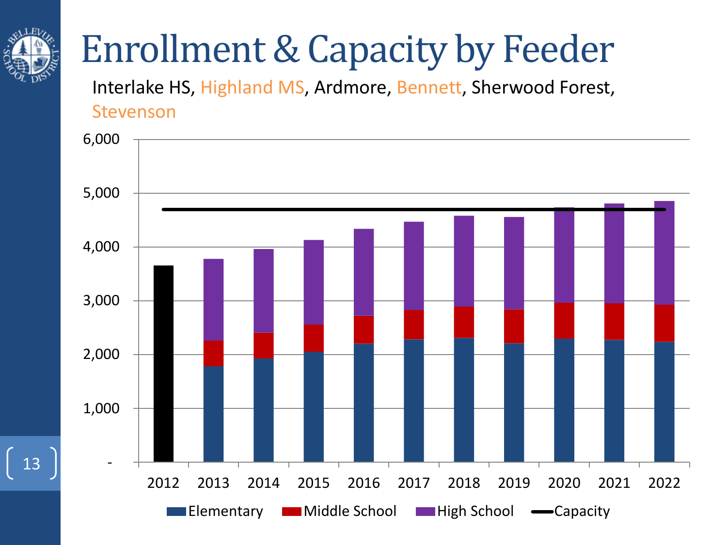# Enrollment & Capacity by Feeder

Interlake HS, Highland MS, Ardmore, Bennett, Sherwood Forest, Stevenson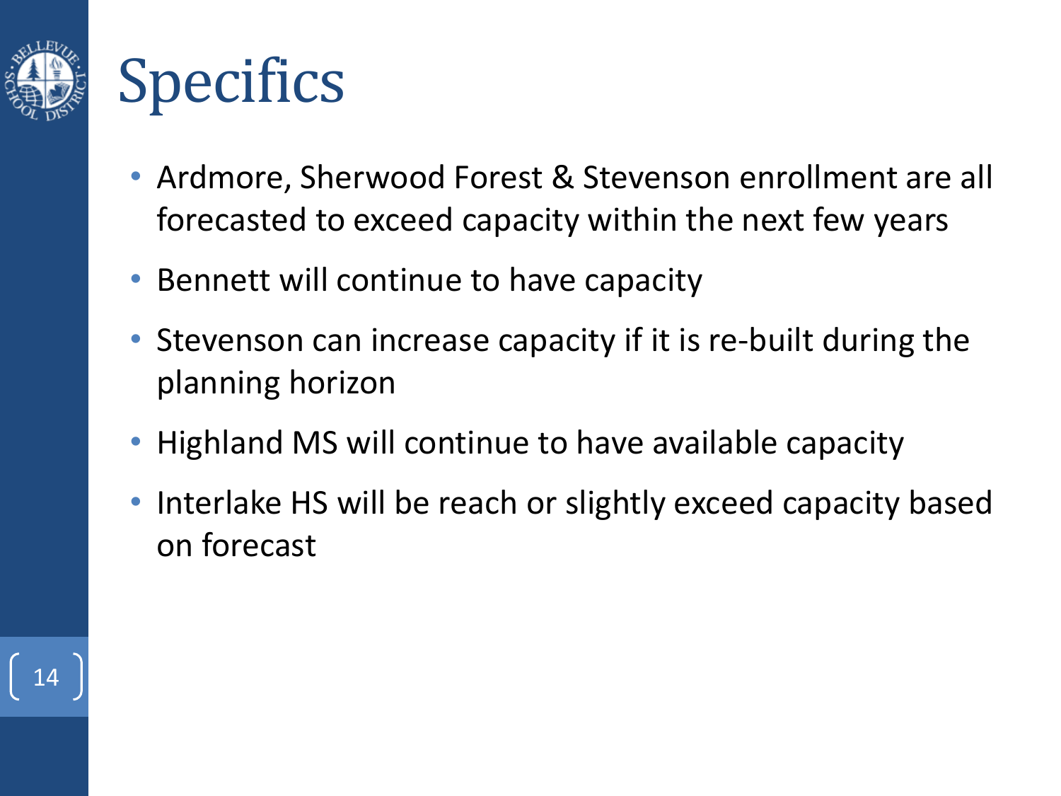# Specifics

- Ardmore, Sherwood Forest & Stevenson enrollment are all forecasted to exceed capacity within the next few years
- Bennett will continue to have capacity
- Stevenson can increase capacity if it is re-built during the planning horizon
- Highland MS will continue to have available capacity
- Interlake HS will be reach or slightly exceed capacity based on forecast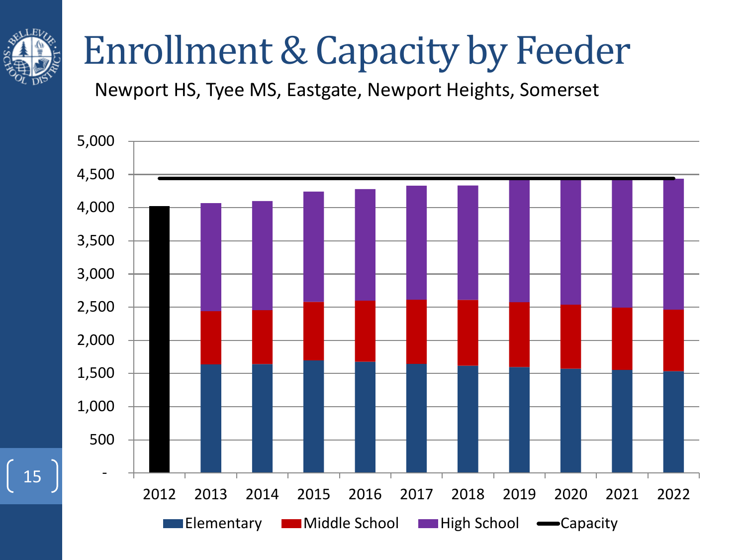# Enrollment & Capacity by Feeder

Newport HS, Tyee MS, Eastgate, Newport Heights, Somerset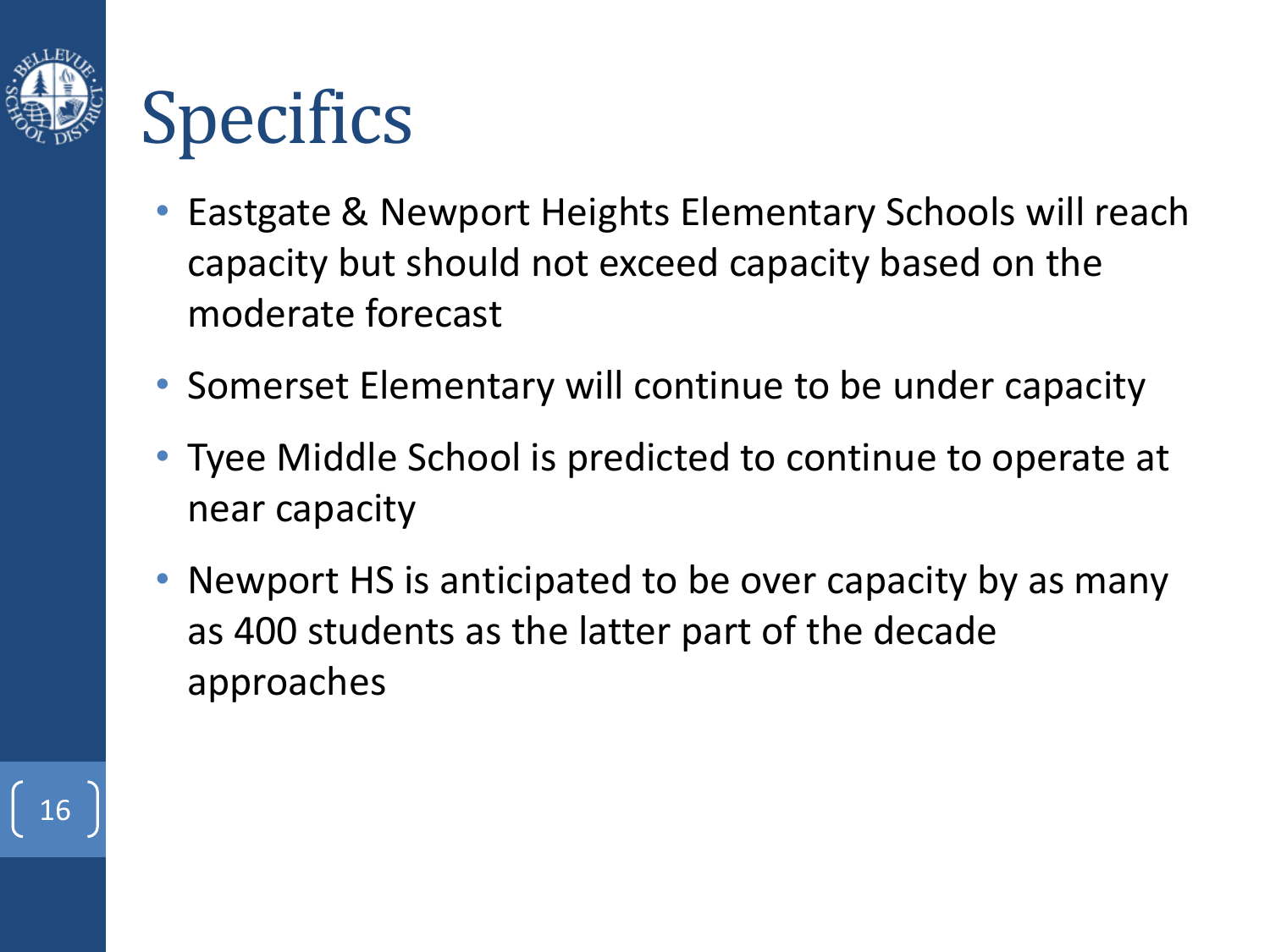# Specifics

- Eastgate & Newport Heights Elementary Schools will reach capacity but should not exceed capacity based on the moderate forecast
- Somerset Elementary will continue to be under capacity
- Tyee Middle School is predicted to continue to operate at near capacity
- Newport HS is anticipated to be over capacity by as many as 400 students as the latter part of the decade approaches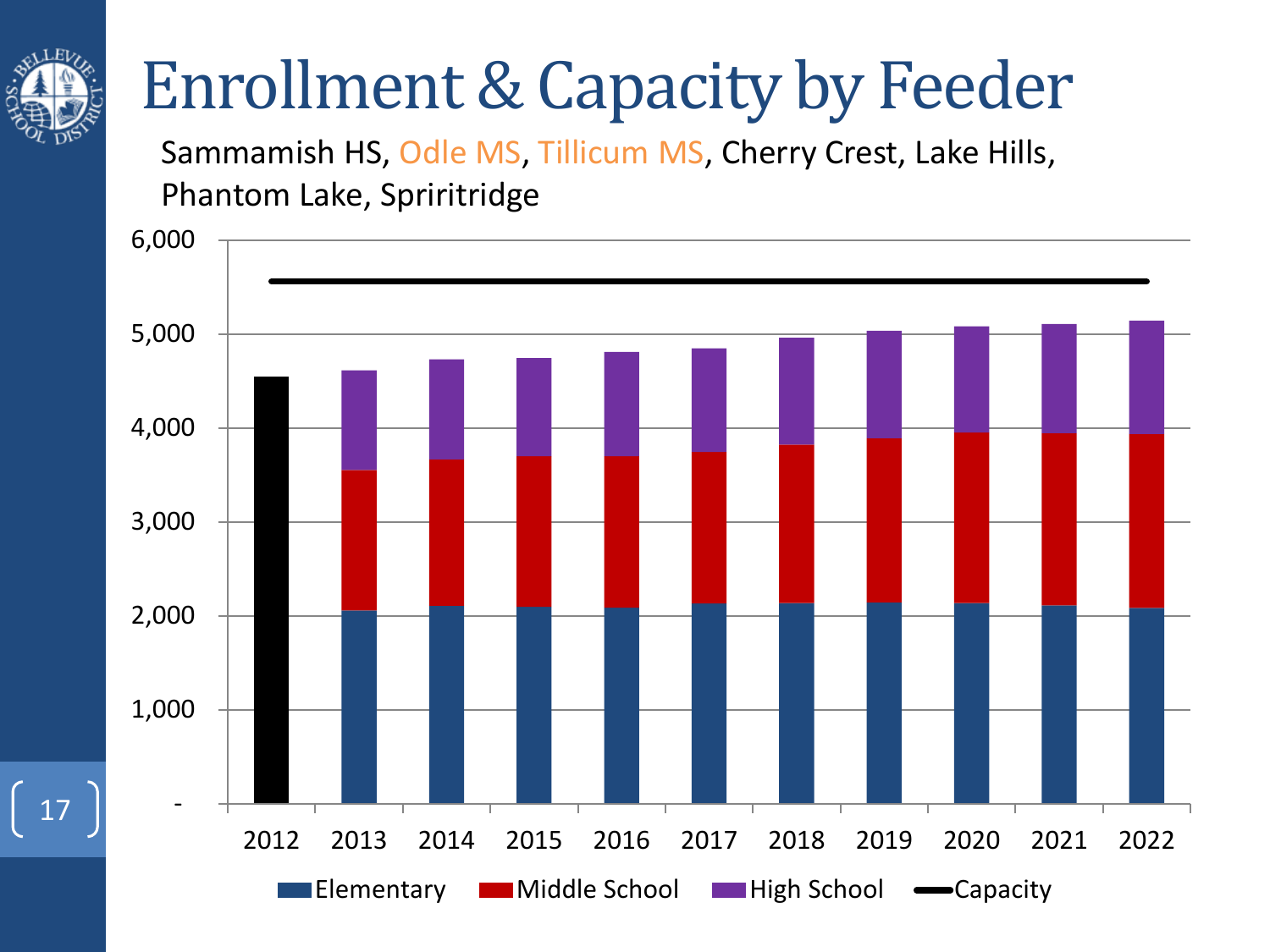# Enrollment & Capacity by Feeder

Sammamish HS, Odle MS, Tillicum MS, Cherry Crest, Lake Hills, Phantom Lake, Spriritridge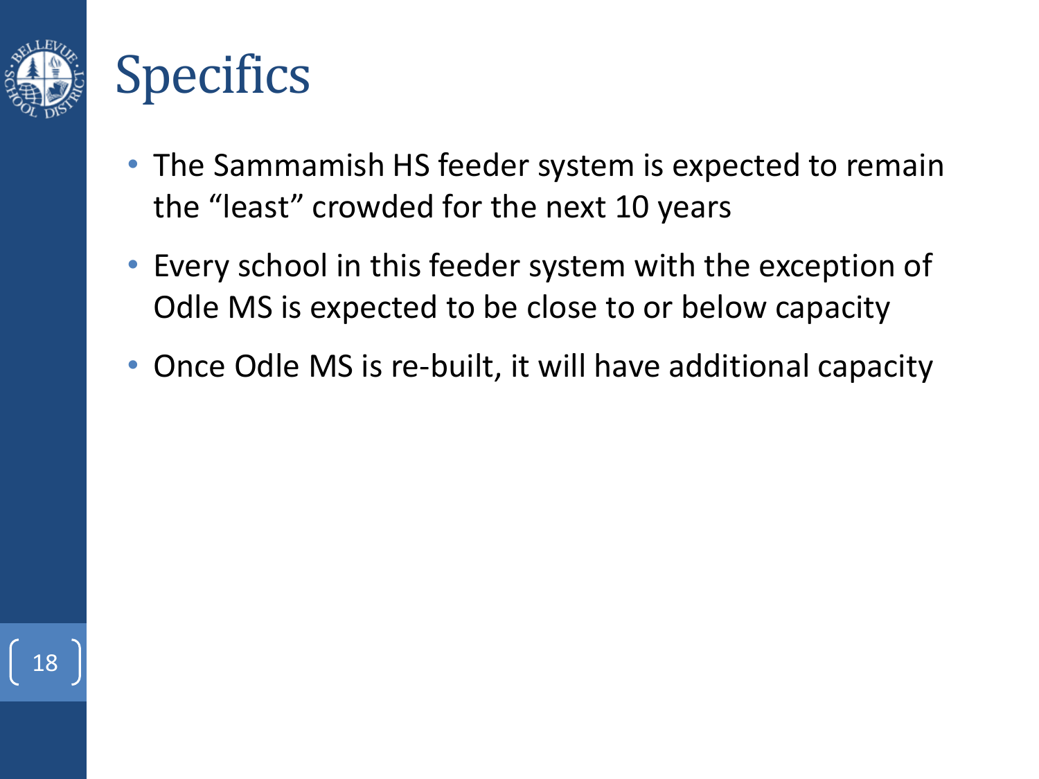# Specifics

- The Sammamish HS feeder system is expected to remain the "least" crowded for the next 10 years
- Every school in this feeder system with the exception of Odle MS is expected to be close to or below capacity
- Once Odle MS is re-built, it will have additional capacity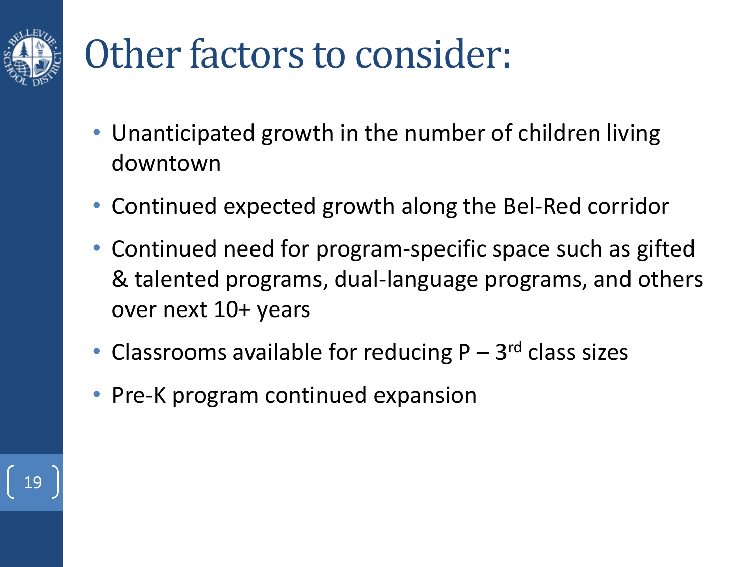# Other factors to consider:

- Unanticipated growth in the number of children living downtown
- Continued expected growth along the Bel-Red corridor
- Continued need for program-specific space such as gifted & talented programs, dual-language programs, and others over next 10+ years
- Classrooms available for reducing P – 3rd class sizes
- Pre-K program continued expansion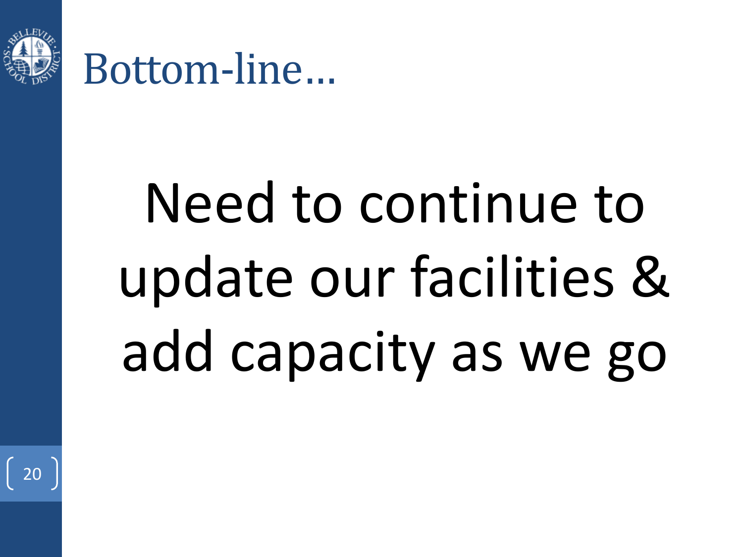# Bottom-line…

Need to continue to update our facilities & add capacity as we go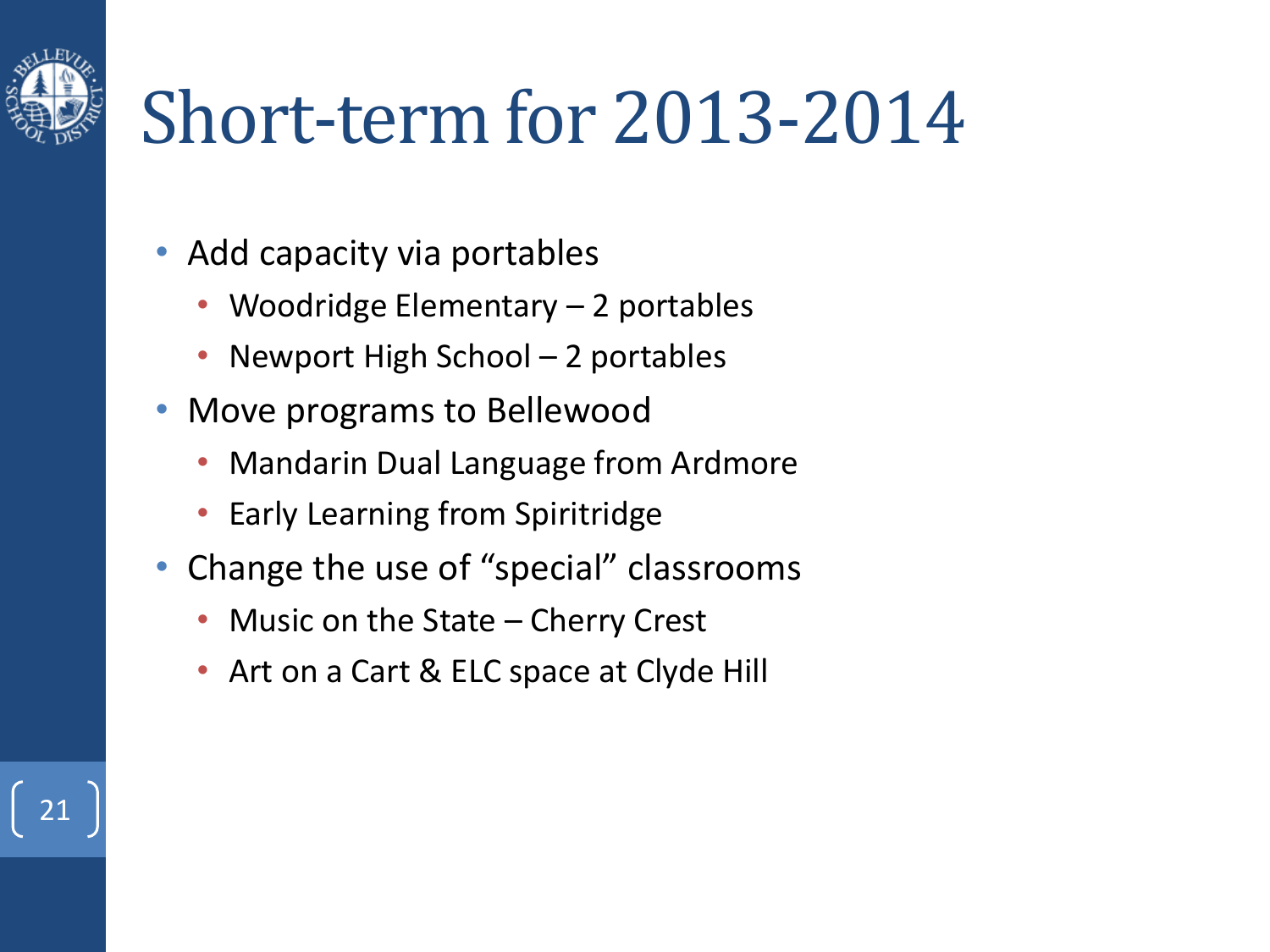# Short-term for 2013-2014

- Add capacity via portables
  - Woodridge Elementary – 2 portables
  - Newport High School – 2 portables
- Move programs to Bellewood
  - Mandarin Dual Language from Ardmore
  - Early Learning from Spiritridge
- Change the use of “special” classrooms
  - Music on the State – Cherry Crest
  - Art on a Cart & ELC space at Clyde Hill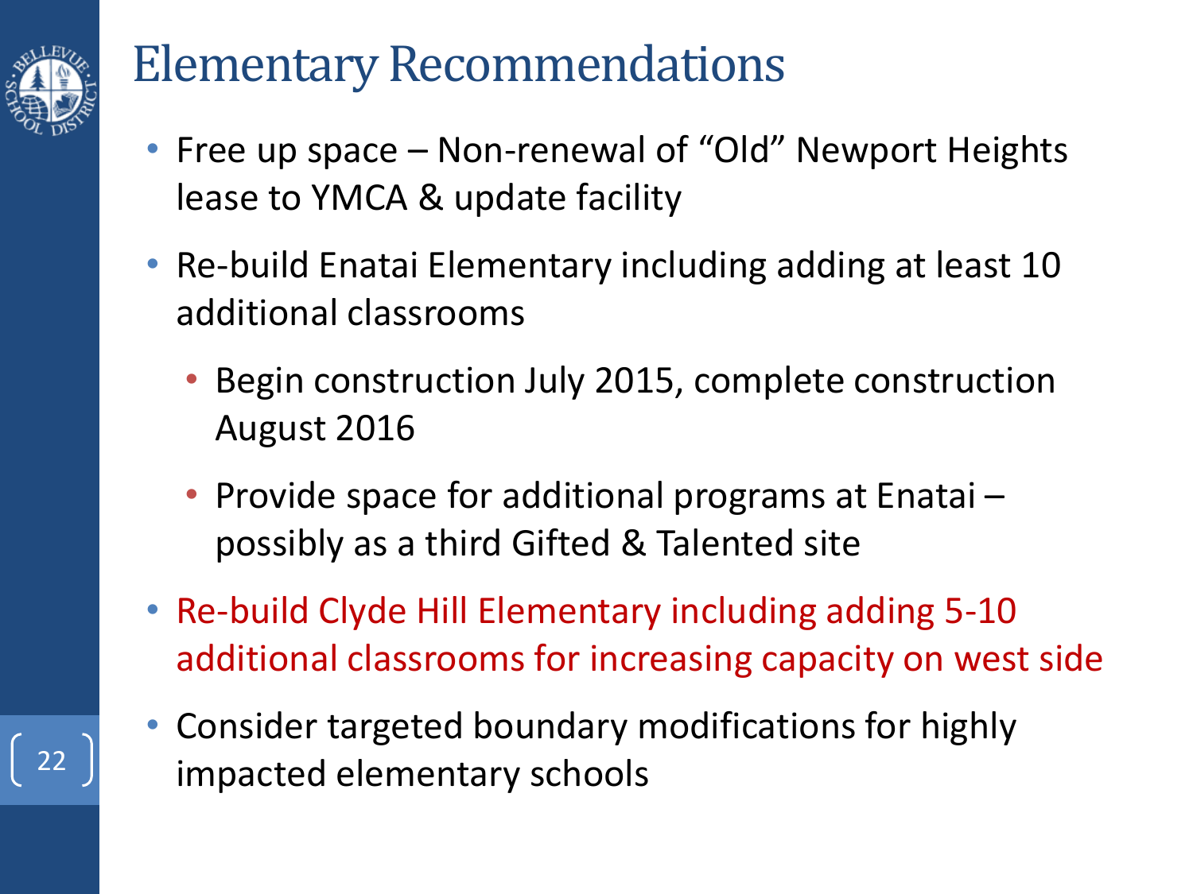# Elementary Recommendations

- Free up space – Non-renewal of "Old" Newport Heights lease to YMCA & update facility
- Re-build Enatai Elementary including adding at least 10 additional classrooms
  - Begin construction July 2015, complete construction August 2016
  - Provide space for additional programs at Enatai – possibly as a third Gifted & Talented site
- Re-build Clyde Hill Elementary including adding 5-10 additional classrooms for increasing capacity on west side
- Consider targeted boundary modifications for highly impacted elementary schools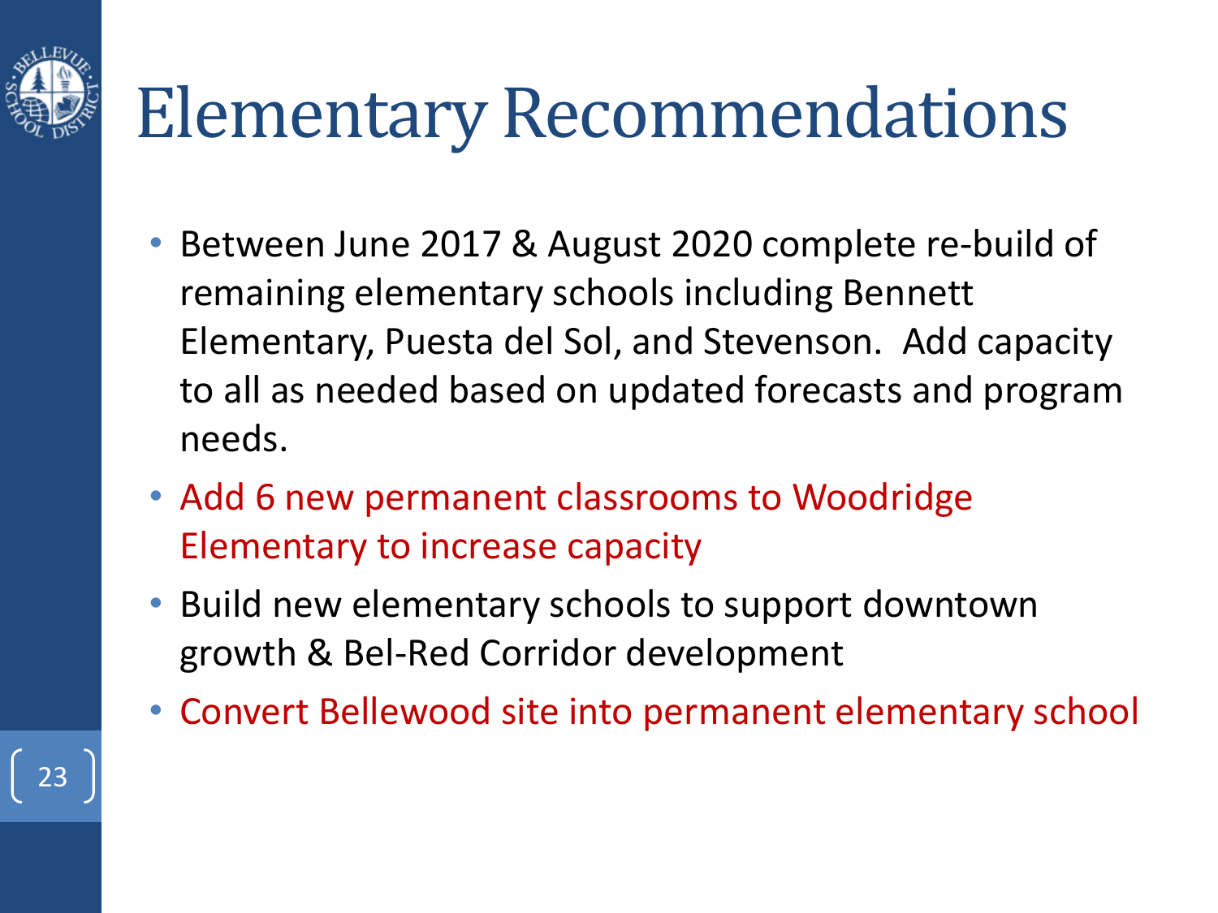# Elementary Recommendations

- Between June 2017 & August 2020 complete re-build of remaining elementary schools including Bennett Elementary, Puesta del Sol, and Stevenson. Add capacity to all as needed based on updated forecasts and program needs.
- Add 6 new permanent classrooms to Woodridge Elementary to increase capacity
- Build new elementary schools to support downtown growth & Bel-Red Corridor development
- Convert Bellewood site into permanent elementary school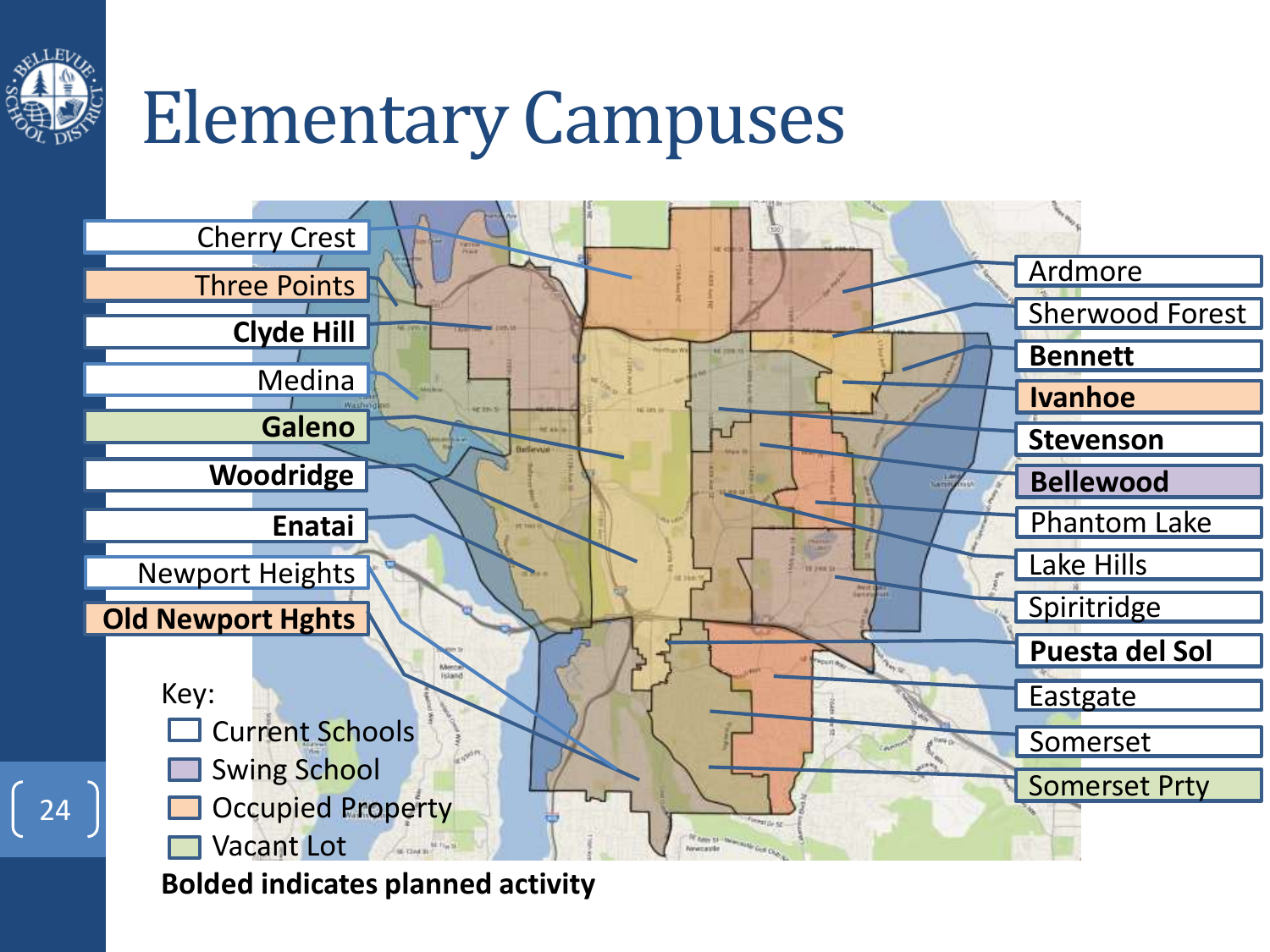# Elementary Campuses

Cherry Crest

Three Points

**Clyde Hill**

Medina

**Galeno**

**Woodridge**

**Enatai**

Newport Heights

**Old Newport Hghts**

Ardmore

Sherwood Forest

**Bennett**

**Ivanhoe**

**Stevenson**

**Bellewood**

Phantom Lake

Lake Hills

Spiritridge

**Puesta del Sol**

Eastgate

Somerset

Somerset Prty

Key:

- Current Schools
- Swing School
- Occupied Property
- Vacant Lot

**Bolded indicates planned activity**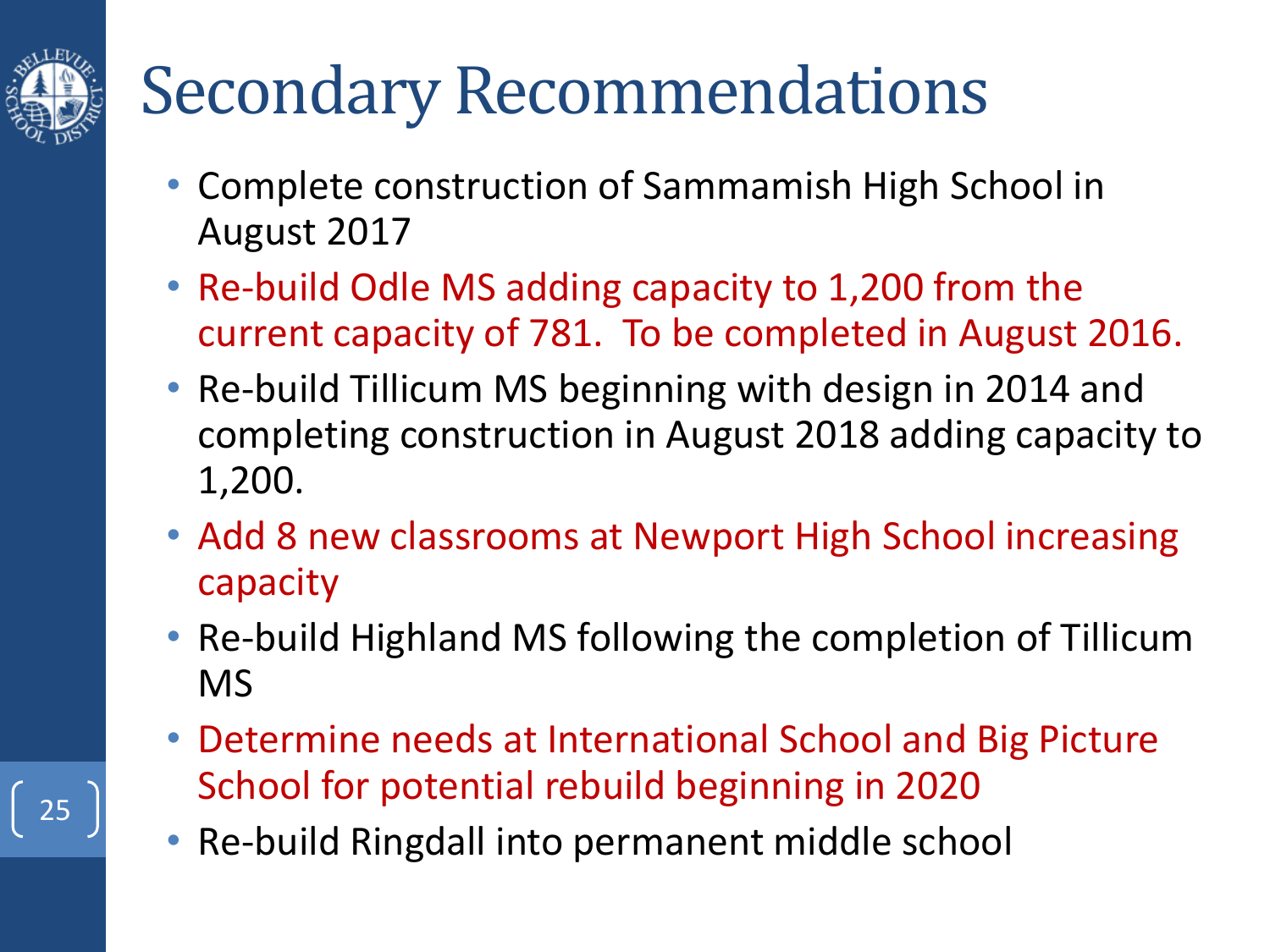# Secondary Recommendations

- Complete construction of Sammamish High School in August 2017
- Re-build Odle MS adding capacity to 1,200 from the current capacity of 781. To be completed in August 2016.
- Re-build Tillicum MS beginning with design in 2014 and completing construction in August 2018 adding capacity to 1,200.
- Add 8 new classrooms at Newport High School increasing capacity
- Re-build Highland MS following the completion of Tillicum MS
- Determine needs at International School and Big Picture School for potential rebuild beginning in 2020
- Re-build Ringdall into permanent middle school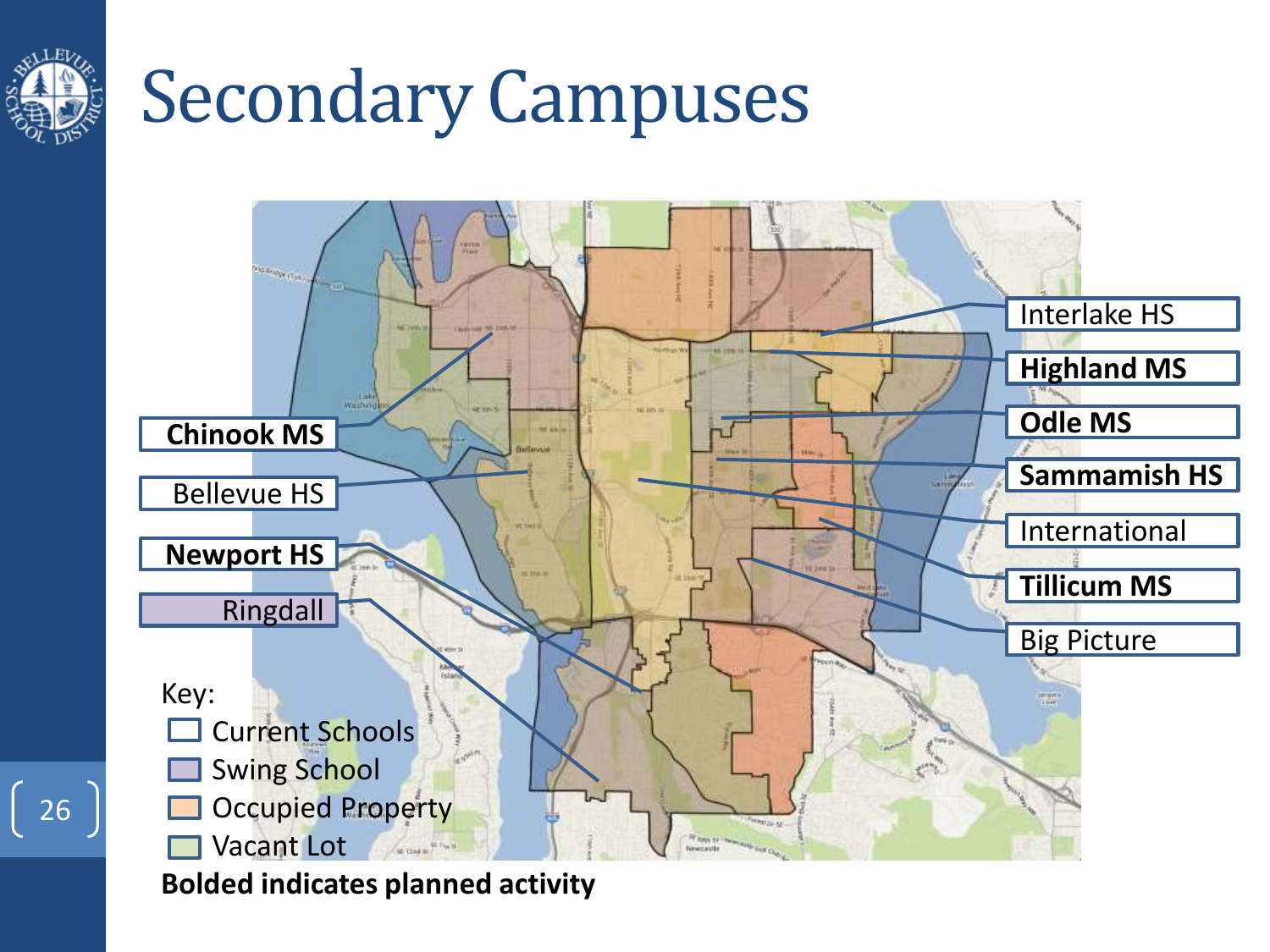# Secondary Campuses

Interlake HS

**Highland MS**

**Odle MS**

**Sammamish HS**

International

**Tillicum MS**

Big Picture

**Chinook MS**

Bellevue HS

**Newport HS**

Ringdall

Key:

- Current Schools
- Swing School
- Occupied Property
- Vacant Lot

**Bolded indicates planned activity**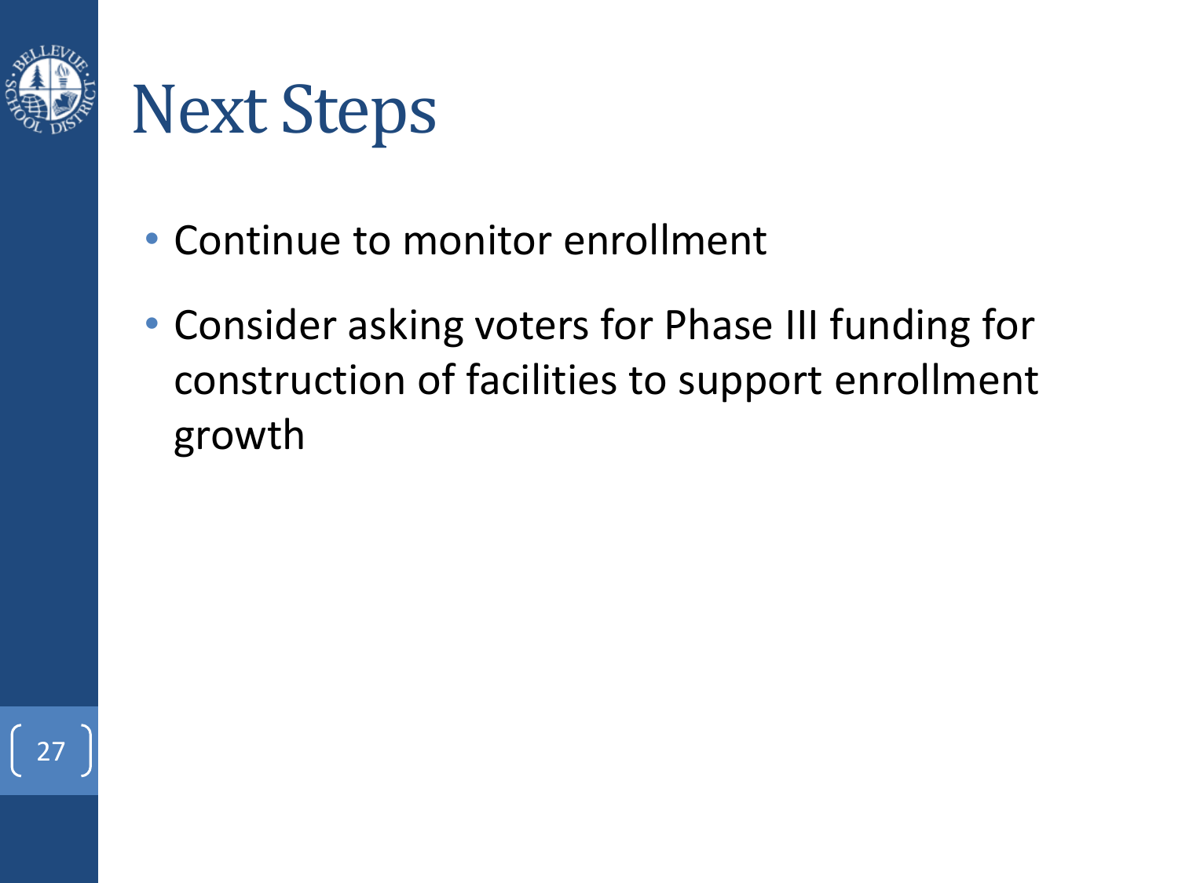# Next Steps

- Continue to monitor enrollment
- Consider asking voters for Phase III funding for construction of facilities to support enrollment growth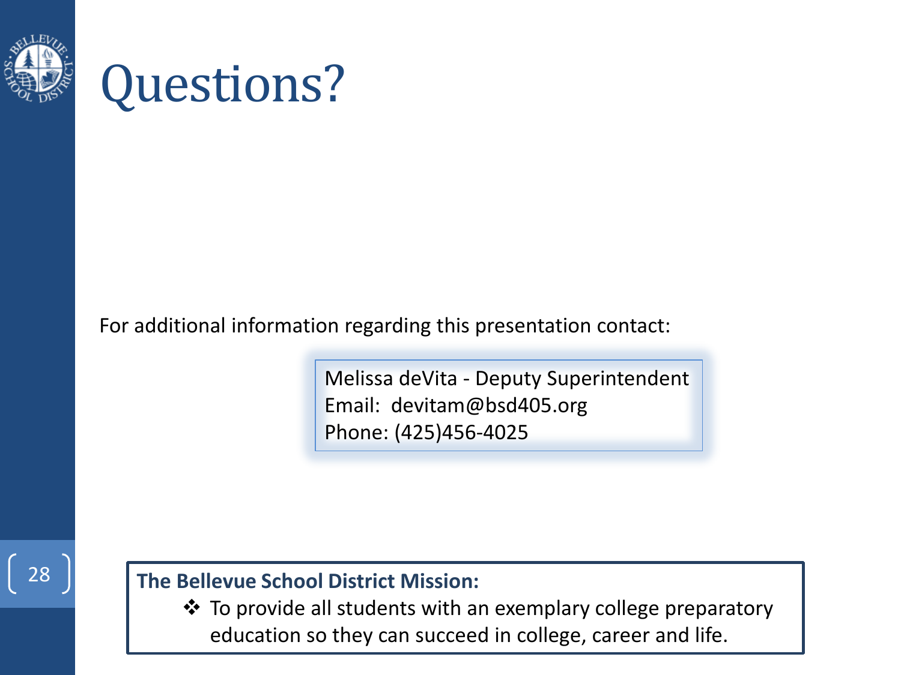# Questions?

For additional information regarding this presentation contact:

Melissa deVita - Deputy Superintendent
Email: devitam@bsd405.org
Phone: (425)456-4025

**The Bellevue School District Mission:**

- ❖ To provide all students with an exemplary college preparatory education so they can succeed in college, career and life.